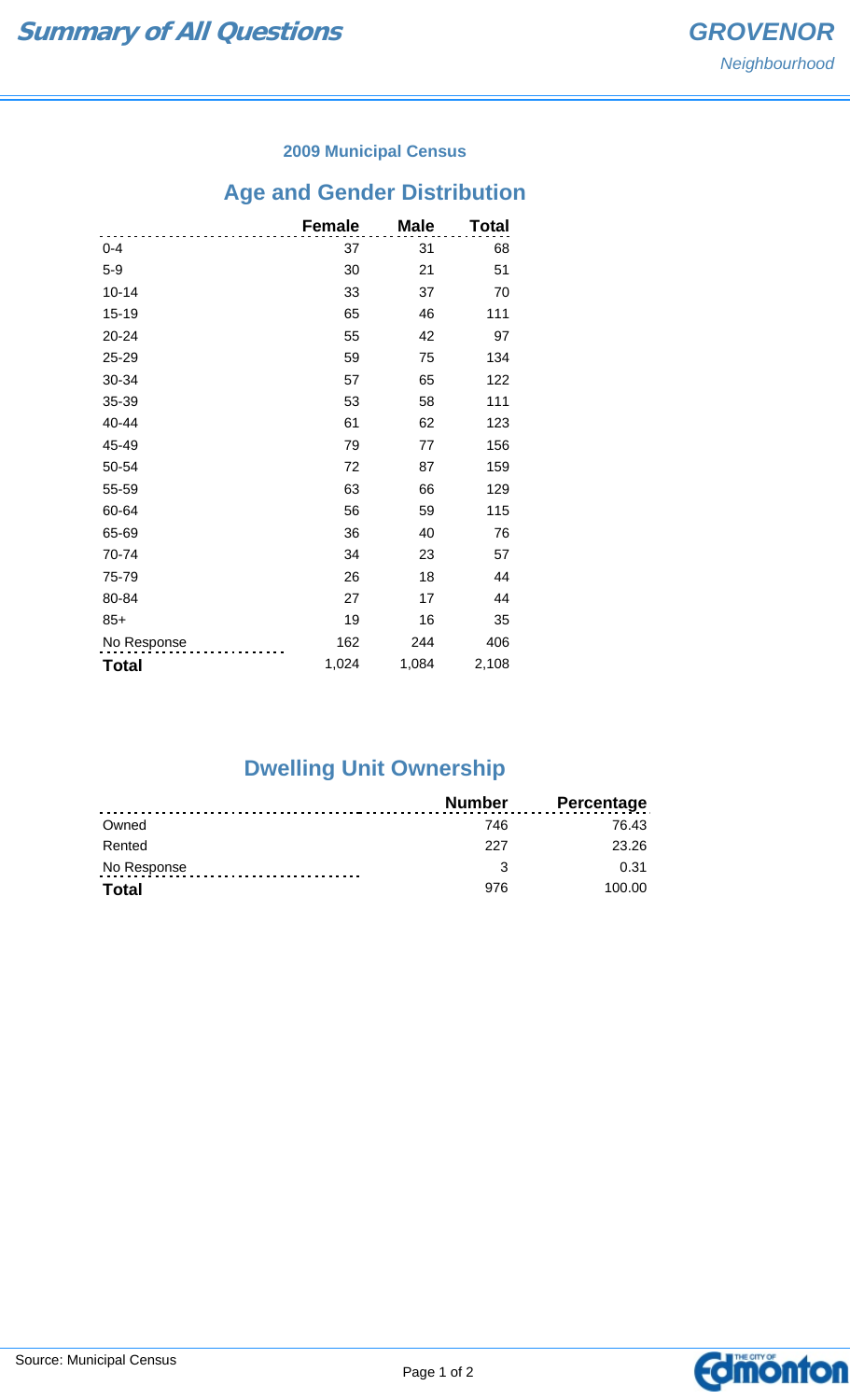# Summary of All Questions

## GROVENOR

*Neighbourhood*

### 2009 Municipal Census

## Age and Gender Distribution

| | Female | Male | Total |
|---|---|---|---|
| 0-4 | 37 | 31 | 68 |
| 5-9 | 30 | 21 | 51 |
| 10-14 | 33 | 37 | 70 |
| 15-19 | 65 | 46 | 111 |
| 20-24 | 55 | 42 | 97 |
| 25-29 | 59 | 75 | 134 |
| 30-34 | 57 | 65 | 122 |
| 35-39 | 53 | 58 | 111 |
| 40-44 | 61 | 62 | 123 |
| 45-49 | 79 | 77 | 156 |
| 50-54 | 72 | 87 | 159 |
| 55-59 | 63 | 66 | 129 |
| 60-64 | 56 | 59 | 115 |
| 65-69 | 36 | 40 | 76 |
| 70-74 | 34 | 23 | 57 |
| 75-79 | 26 | 18 | 44 |
| 80-84 | 27 | 17 | 44 |
| 85+ | 19 | 16 | 35 |
| No Response | 162 | 244 | 406 |
| **Total** | 1,024 | 1,084 | 2,108 |

## Dwelling Unit Ownership

| | Number | Percentage |
|---|---|---|
| Owned | 746 | 76.43 |
| Rented | 227 | 23.26 |
| No Response | 3 | 0.31 |
| **Total** | 976 | 100.00 |

Source: Municipal Census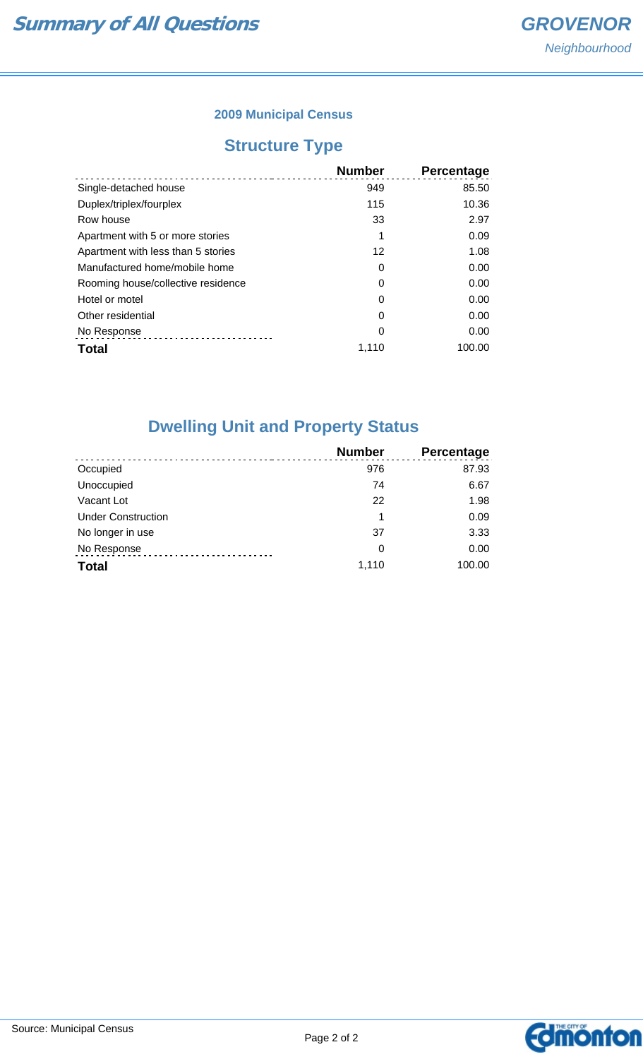# Summary of All Questions

**GROVENOR**
*Neighbourhood*

### 2009 Municipal Census

## Structure Type

| | Number | Percentage |
|---|---|---|
| Single-detached house | 949 | 85.50 |
| Duplex/triplex/fourplex | 115 | 10.36 |
| Row house | 33 | 2.97 |
| Apartment with 5 or more stories | 1 | 0.09 |
| Apartment with less than 5 stories | 12 | 1.08 |
| Manufactured home/mobile home | 0 | 0.00 |
| Rooming house/collective residence | 0 | 0.00 |
| Hotel or motel | 0 | 0.00 |
| Other residential | 0 | 0.00 |
| No Response | 0 | 0.00 |
| **Total** | 1,110 | 100.00 |

## Dwelling Unit and Property Status

| | Number | Percentage |
|---|---|---|
| Occupied | 976 | 87.93 |
| Unoccupied | 74 | 6.67 |
| Vacant Lot | 22 | 1.98 |
| Under Construction | 1 | 0.09 |
| No longer in use | 37 | 3.33 |
| No Response | 0 | 0.00 |
| **Total** | 1,110 | 100.00 |

Source: Municipal Census